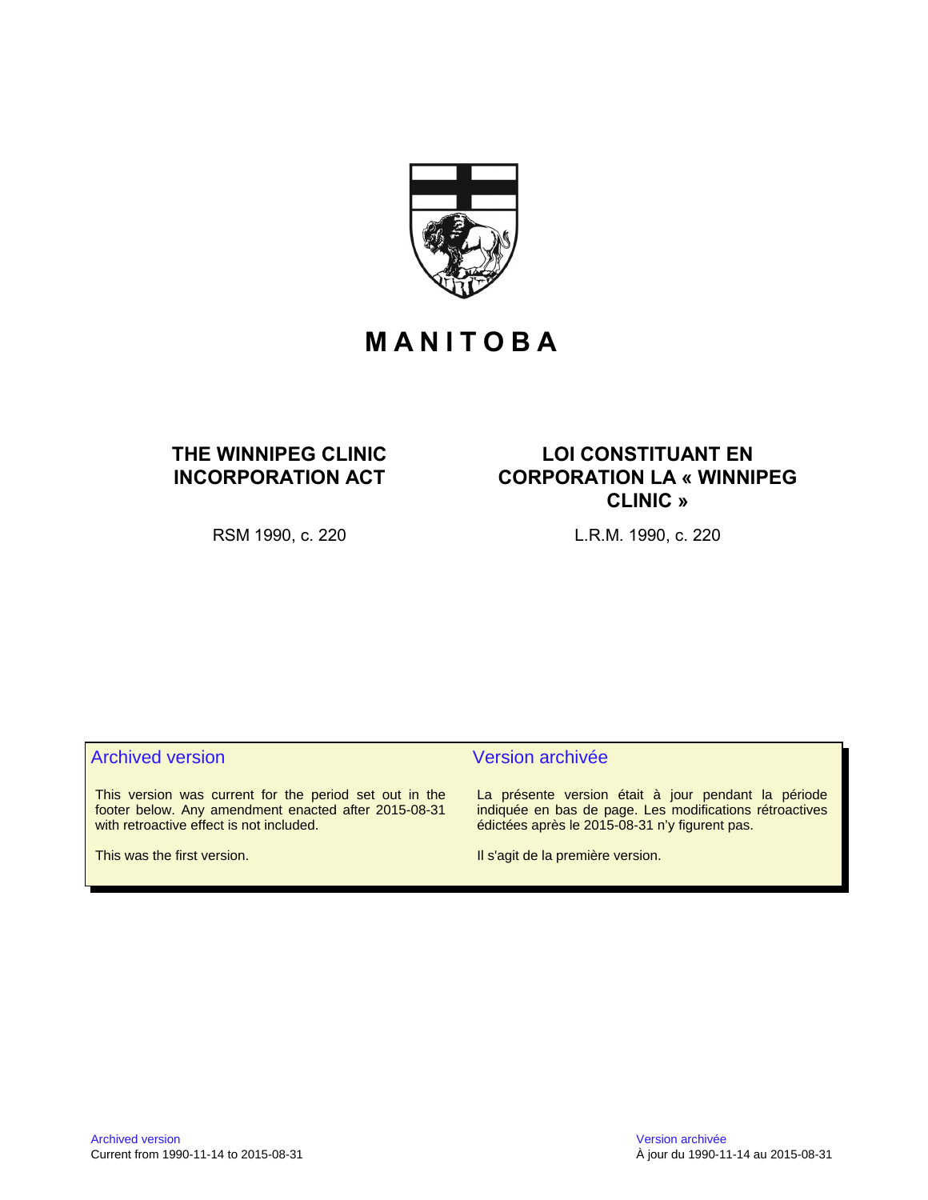# MANITOBA

## THE WINNIPEG CLINIC INCORPORATION ACT

RSM 1990, c. 220

## LOI CONSTITUANT EN CORPORATION LA « WINNIPEG CLINIC »

L.R.M. 1990, c. 220

### Archived version

This version was current for the period set out in the footer below. Any amendment enacted after 2015-08-31 with retroactive effect is not included.

This was the first version.

### Version archivée

La présente version était à jour pendant la période indiquée en bas de page. Les modifications rétroactives édictées après le 2015-08-31 n'y figurent pas.

Il s'agit de la première version.

Archived version
Current from 1990-11-14 to 2015-08-31

Version archivée
À jour du 1990-11-14 au 2015-08-31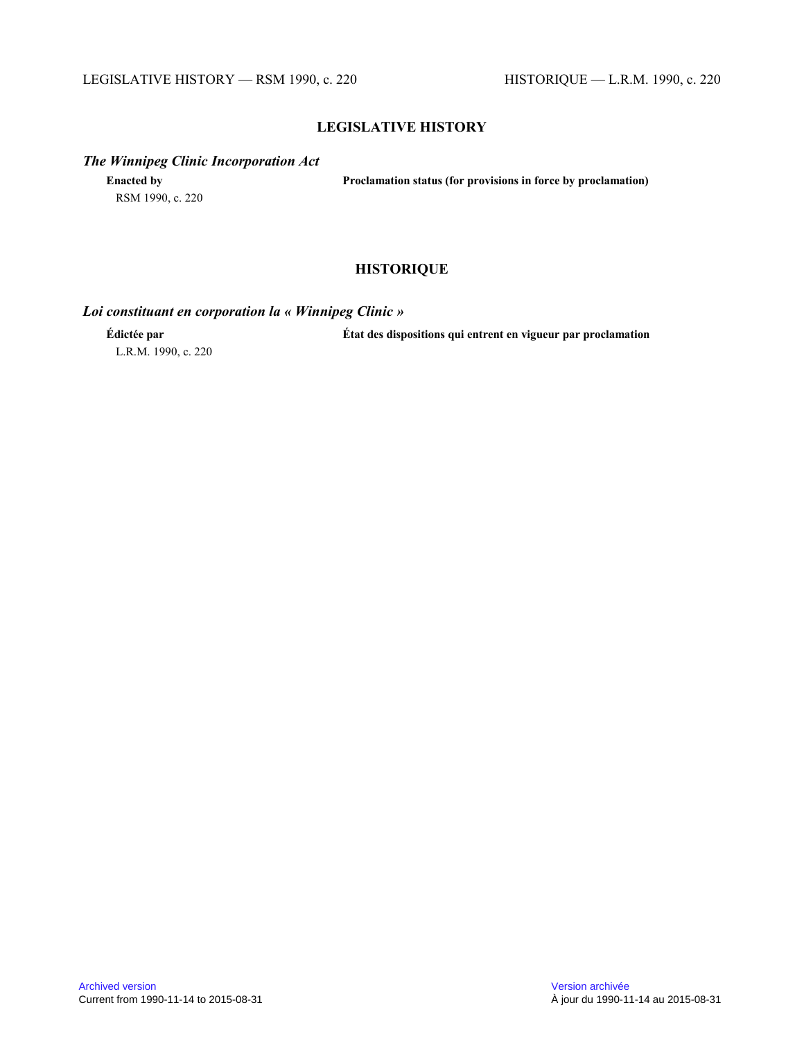## LEGISLATIVE HISTORY

### *The Winnipeg Clinic Incorporation Act*

| Enacted by | Proclamation status (for provisions in force by proclamation) |
|---|---|
| RSM 1990, c. 220 | |

## HISTORIQUE

### *Loi constituant en corporation la « Winnipeg Clinic »*

| Édictée par | État des dispositions qui entrent en vigueur par proclamation |
|---|---|
| L.R.M. 1990, c. 220 | |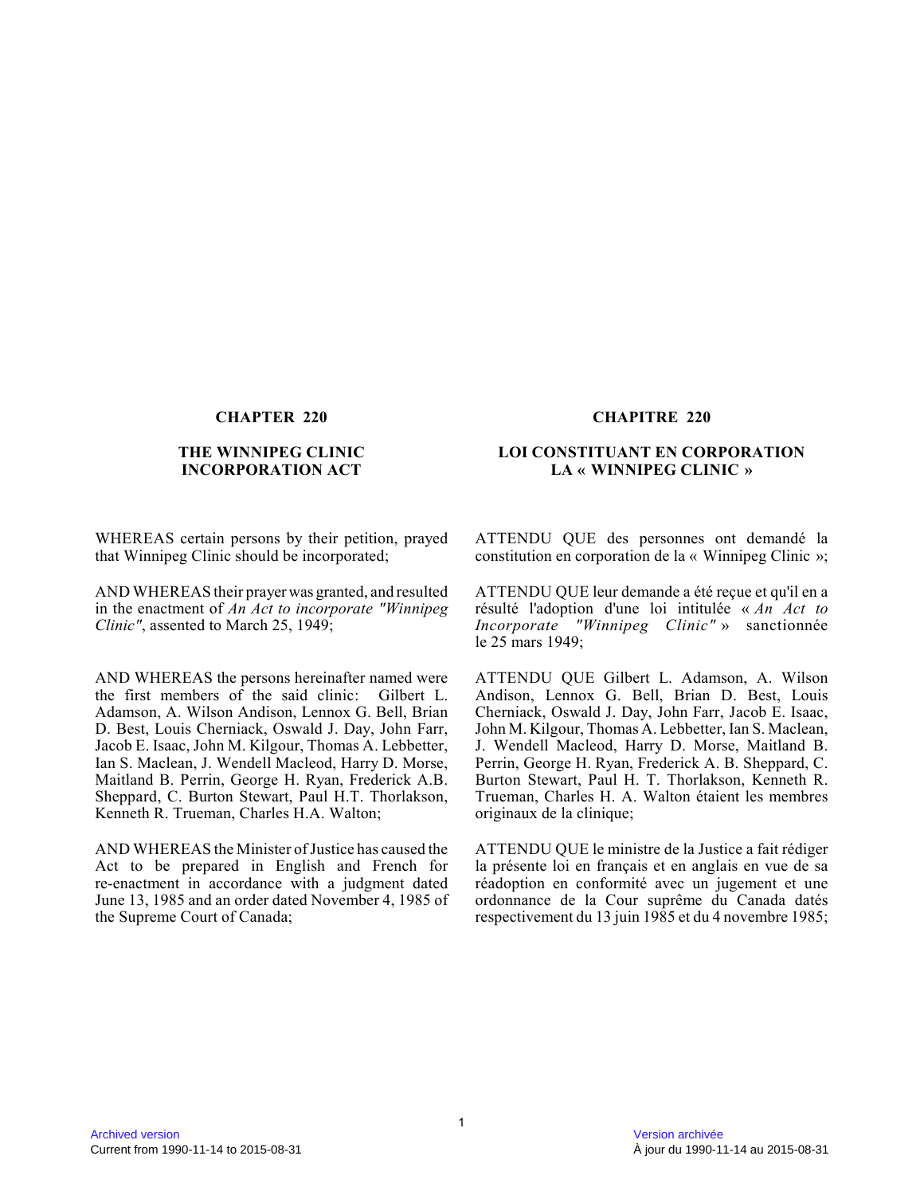## CHAPTER 220

## THE WINNIPEG CLINIC INCORPORATION ACT

WHEREAS certain persons by their petition, prayed that Winnipeg Clinic should be incorporated;

AND WHEREAS their prayer was granted, and resulted in the enactment of *An Act to incorporate "Winnipeg Clinic"*, assented to March 25, 1949;

AND WHEREAS the persons hereinafter named were the first members of the said clinic: Gilbert L. Adamson, A. Wilson Andison, Lennox G. Bell, Brian D. Best, Louis Cherniack, Oswald J. Day, John Farr, Jacob E. Isaac, John M. Kilgour, Thomas A. Lebbetter, Ian S. Maclean, J. Wendell Macleod, Harry D. Morse, Maitland B. Perrin, George H. Ryan, Frederick A.B. Sheppard, C. Burton Stewart, Paul H.T. Thorlakson, Kenneth R. Trueman, Charles H.A. Walton;

AND WHEREAS the Minister of Justice has caused the Act to be prepared in English and French for re-enactment in accordance with a judgment dated June 13, 1985 and an order dated November 4, 1985 of the Supreme Court of Canada;

## CHAPITRE 220

## LOI CONSTITUANT EN CORPORATION LA « WINNIPEG CLINIC »

ATTENDU QUE des personnes ont demandé la constitution en corporation de la « Winnipeg Clinic »;

ATTENDU QUE leur demande a été reçue et qu'il en a résulté l'adoption d'une loi intitulée « *An Act to Incorporate "Winnipeg Clinic"* » sanctionnée le 25 mars 1949;

ATTENDU QUE Gilbert L. Adamson, A. Wilson Andison, Lennox G. Bell, Brian D. Best, Louis Cherniack, Oswald J. Day, John Farr, Jacob E. Isaac, John M. Kilgour, Thomas A. Lebbetter, Ian S. Maclean, J. Wendell Macleod, Harry D. Morse, Maitland B. Perrin, George H. Ryan, Frederick A. B. Sheppard, C. Burton Stewart, Paul H. T. Thorlakson, Kenneth R. Trueman, Charles H. A. Walton étaient les membres originaux de la clinique;

ATTENDU QUE le ministre de la Justice a fait rédiger la présente loi en français et en anglais en vue de sa réadoption en conformité avec un jugement et une ordonnance de la Cour suprême du Canada datés respectivement du 13 juin 1985 et du 4 novembre 1985;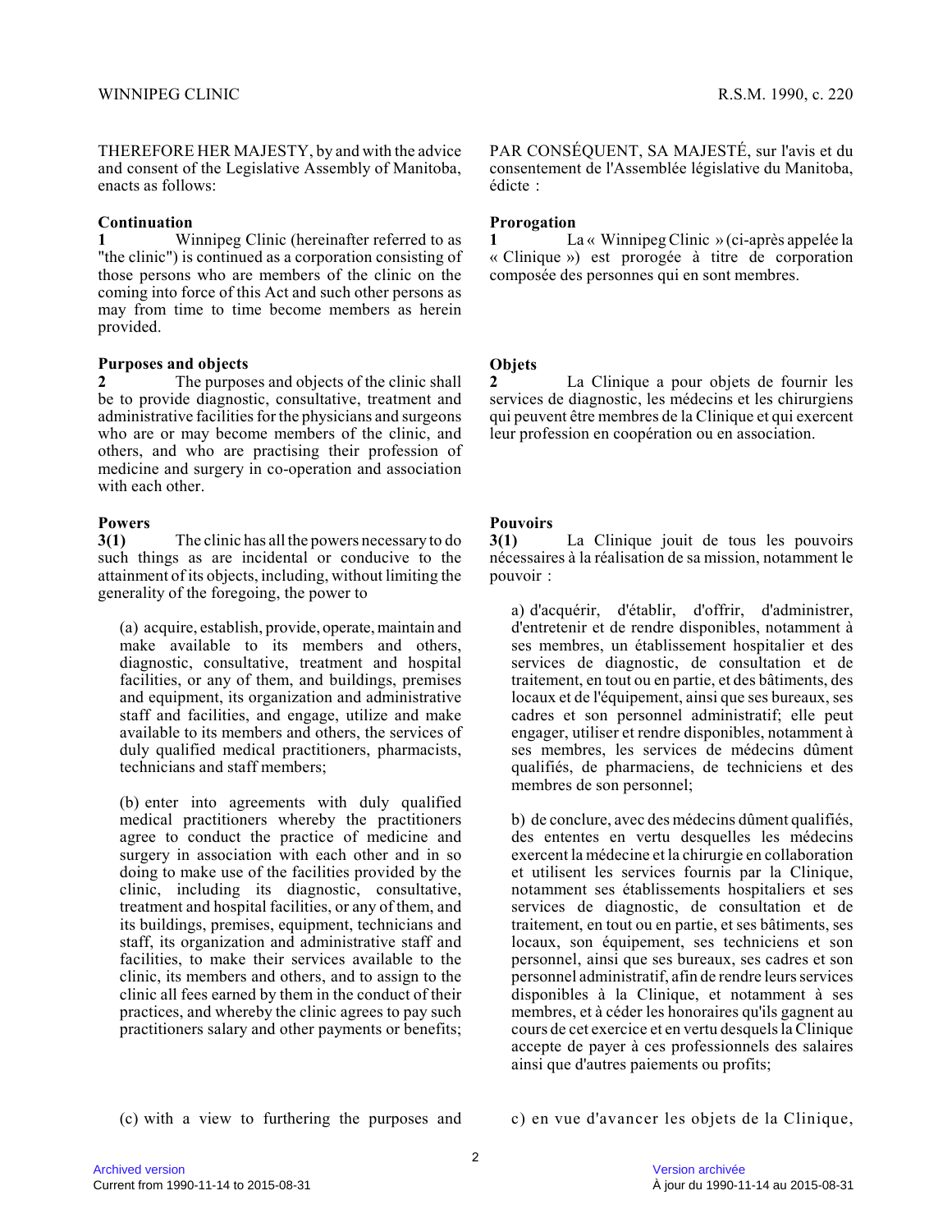THEREFORE HER MAJESTY, by and with the advice and consent of the Legislative Assembly of Manitoba, enacts as follows:

**Continuation**

**1** Winnipeg Clinic (hereinafter referred to as "the clinic") is continued as a corporation consisting of those persons who are members of the clinic on the coming into force of this Act and such other persons as may from time to time become members as herein provided.

**Purposes and objects**

**2** The purposes and objects of the clinic shall be to provide diagnostic, consultative, treatment and administrative facilities for the physicians and surgeons who are or may become members of the clinic, and others, and who are practising their profession of medicine and surgery in co-operation and association with each other.

**Powers**

**3(1)** The clinic has all the powers necessary to do such things as are incidental or conducive to the attainment of its objects, including, without limiting the generality of the foregoing, the power to

(a) acquire, establish, provide, operate, maintain and make available to its members and others, diagnostic, consultative, treatment and hospital facilities, or any of them, and buildings, premises and equipment, its organization and administrative staff and facilities, and engage, utilize and make available to its members and others, the services of duly qualified medical practitioners, pharmacists, technicians and staff members;

(b) enter into agreements with duly qualified medical practitioners whereby the practitioners agree to conduct the practice of medicine and surgery in association with each other and in so doing to make use of the facilities provided by the clinic, including its diagnostic, consultative, treatment and hospital facilities, or any of them, and its buildings, premises, equipment, technicians and staff, its organization and administrative staff and facilities, to make their services available to the clinic, its members and others, and to assign to the clinic all fees earned by them in the conduct of their practices, and whereby the clinic agrees to pay such practitioners salary and other payments or benefits;

(c) with a view to furthering the purposes and

PAR CONSÉQUENT, SA MAJESTÉ, sur l'avis et du consentement de l'Assemblée législative du Manitoba, édicte :

**Prorogation**

**1** La « Winnipeg Clinic » (ci-après appelée la « Clinique ») est prorogée à titre de corporation composée des personnes qui en sont membres.

**Objets**

**2** La Clinique a pour objets de fournir les services de diagnostic, les médecins et les chirurgiens qui peuvent être membres de la Clinique et qui exercent leur profession en coopération ou en association.

**Pouvoirs**

**3(1)** La Clinique jouit de tous les pouvoirs nécessaires à la réalisation de sa mission, notamment le pouvoir :

a) d'acquérir, d'établir, d'offrir, d'administrer, d'entretenir et de rendre disponibles, notamment à ses membres, un établissement hospitalier et des services de diagnostic, de consultation et de traitement, en tout ou en partie, et des bâtiments, des locaux et de l'équipement, ainsi que ses bureaux, ses cadres et son personnel administratif; elle peut engager, utiliser et rendre disponibles, notamment à ses membres, les services de médecins dûment qualifiés, de pharmaciens, de techniciens et des membres de son personnel;

b) de conclure, avec des médecins dûment qualifiés, des ententes en vertu desquelles les médecins exercent la médecine et la chirurgie en collaboration et utilisent les services fournis par la Clinique, notamment ses établissements hospitaliers et ses services de diagnostic, de consultation et de traitement, en tout ou en partie, et ses bâtiments, ses locaux, son équipement, ses techniciens et son personnel, ainsi que ses bureaux, ses cadres et son personnel administratif, afin de rendre leurs services disponibles à la Clinique, et notamment à ses membres, et à céder les honoraires qu'ils gagnent au cours de cet exercice et en vertu desquels la Clinique accepte de payer à ces professionnels des salaires ainsi que d'autres paiements ou profits;

c) en vue d'avancer les objets de la Clinique,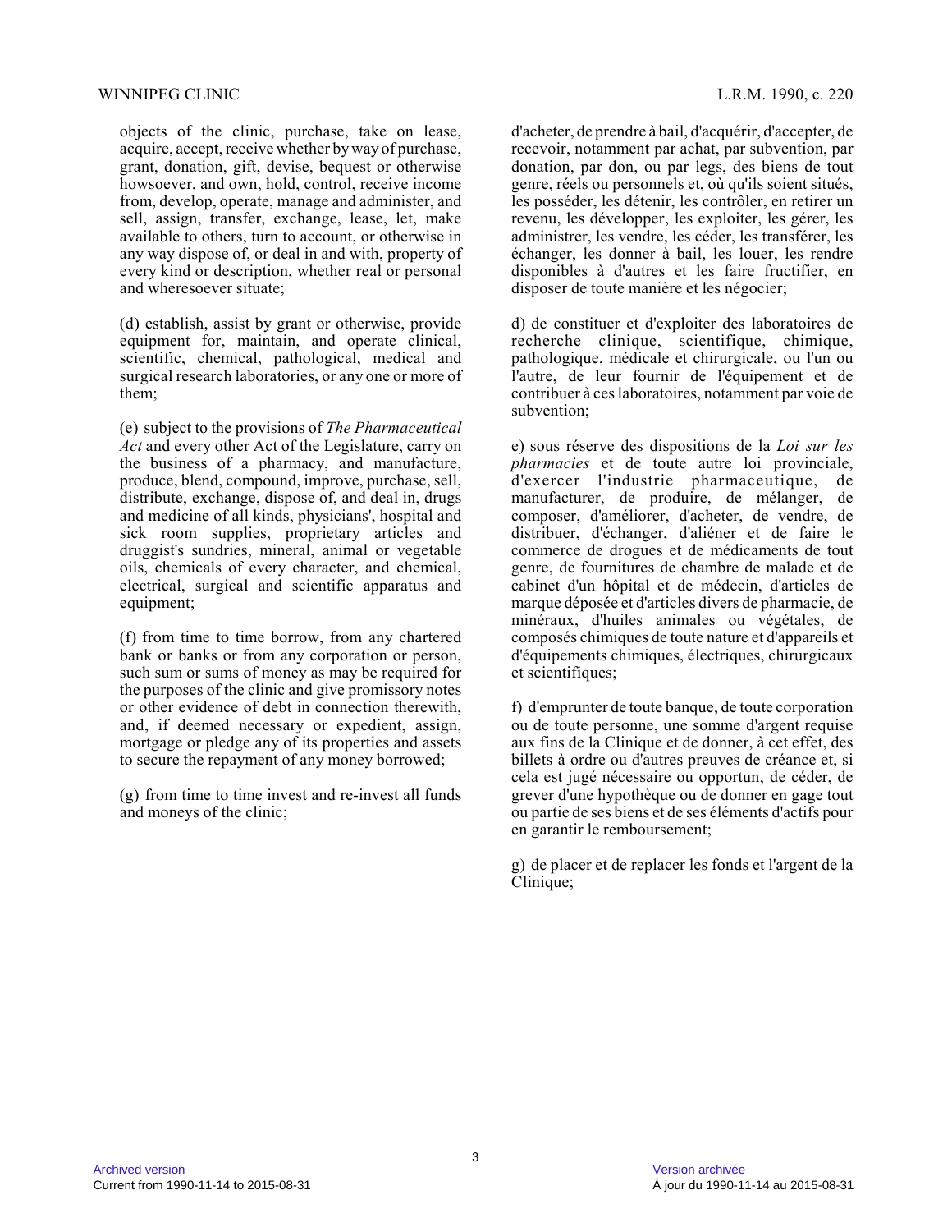objects of the clinic, purchase, take on lease, acquire, accept, receive whether by way of purchase, grant, donation, gift, devise, bequest or otherwise howsoever, and own, hold, control, receive income from, develop, operate, manage and administer, and sell, assign, transfer, exchange, lease, let, make available to others, turn to account, or otherwise in any way dispose of, or deal in and with, property of every kind or description, whether real or personal and wheresoever situate;

(d) establish, assist by grant or otherwise, provide equipment for, maintain, and operate clinical, scientific, chemical, pathological, medical and surgical research laboratories, or any one or more of them;

(e) subject to the provisions of *The Pharmaceutical Act* and every other Act of the Legislature, carry on the business of a pharmacy, and manufacture, produce, blend, compound, improve, purchase, sell, distribute, exchange, dispose of, and deal in, drugs and medicine of all kinds, physicians', hospital and sick room supplies, proprietary articles and druggist's sundries, mineral, animal or vegetable oils, chemicals of every character, and chemical, electrical, surgical and scientific apparatus and equipment;

(f) from time to time borrow, from any chartered bank or banks or from any corporation or person, such sum or sums of money as may be required for the purposes of the clinic and give promissory notes or other evidence of debt in connection therewith, and, if deemed necessary or expedient, assign, mortgage or pledge any of its properties and assets to secure the repayment of any money borrowed;

(g) from time to time invest and re-invest all funds and moneys of the clinic;

d'acheter, de prendre à bail, d'acquérir, d'accepter, de recevoir, notamment par achat, par subvention, par donation, par don, ou par legs, des biens de tout genre, réels ou personnels et, où qu'ils soient situés, les posséder, les détenir, les contrôler, en retirer un revenu, les développer, les exploiter, les gérer, les administrer, les vendre, les céder, les transférer, les échanger, les donner à bail, les louer, les rendre disponibles à d'autres et les faire fructifier, en disposer de toute manière et les négocier;

d) de constituer et d'exploiter des laboratoires de recherche clinique, scientifique, chimique, pathologique, médicale et chirurgicale, ou l'un ou l'autre, de leur fournir de l'équipement et de contribuer à ces laboratoires, notamment par voie de subvention;

e) sous réserve des dispositions de la *Loi sur les pharmacies* et de toute autre loi provinciale, d'exercer l'industrie pharmaceutique, de manufacturer, de produire, de mélanger, de composer, d'améliorer, d'acheter, de vendre, de distribuer, d'échanger, d'aliéner et de faire le commerce de drogues et de médicaments de tout genre, de fournitures de chambre de malade et de cabinet d'un hôpital et de médecin, d'articles de marque déposée et d'articles divers de pharmacie, de minéraux, d'huiles animales ou végétales, de composés chimiques de toute nature et d'appareils et d'équipements chimiques, électriques, chirurgicaux et scientifiques;

f) d'emprunter de toute banque, de toute corporation ou de toute personne, une somme d'argent requise aux fins de la Clinique et de donner, à cet effet, des billets à ordre ou d'autres preuves de créance et, si cela est jugé nécessaire ou opportun, de céder, de grever d'une hypothèque ou de donner en gage tout ou partie de ses biens et de ses éléments d'actifs pour en garantir le remboursement;

g) de placer et de replacer les fonds et l'argent de la Clinique;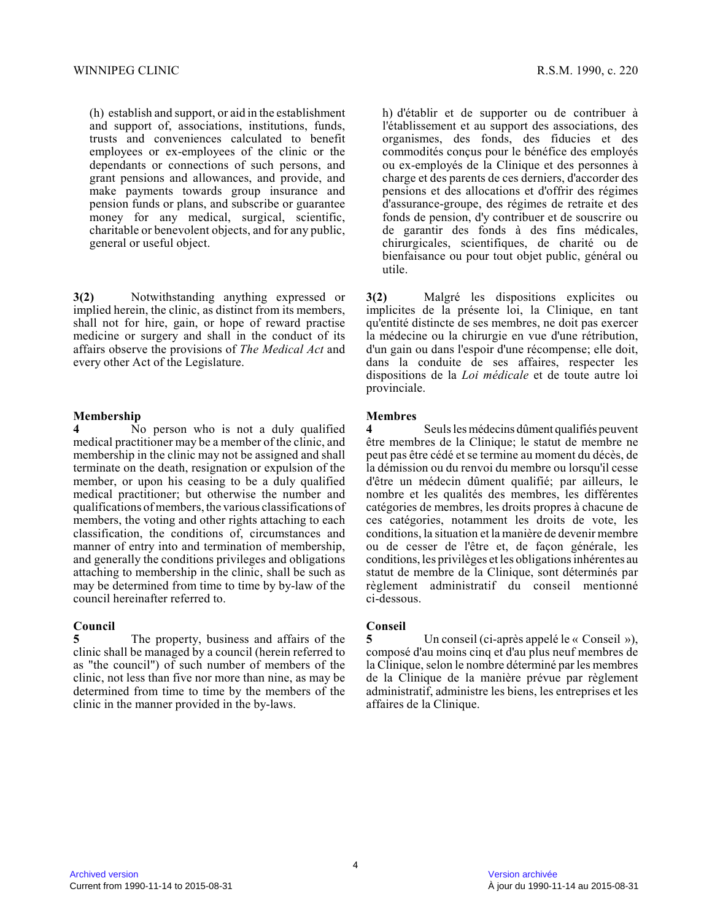(h) establish and support, or aid in the establishment and support of, associations, institutions, funds, trusts and conveniences calculated to benefit employees or ex-employees of the clinic or the dependants or connections of such persons, and grant pensions and allowances, and provide, and make payments towards group insurance and pension funds or plans, and subscribe or guarantee money for any medical, surgical, scientific, charitable or benevolent objects, and for any public, general or useful object.

**3(2)** Notwithstanding anything expressed or implied herein, the clinic, as distinct from its members, shall not for hire, gain, or hope of reward practise medicine or surgery and shall in the conduct of its affairs observe the provisions of *The Medical Act* and every other Act of the Legislature.

### Membership

**4** No person who is not a duly qualified medical practitioner may be a member of the clinic, and membership in the clinic may not be assigned and shall terminate on the death, resignation or expulsion of the member, or upon his ceasing to be a duly qualified medical practitioner; but otherwise the number and qualifications of members, the various classifications of members, the voting and other rights attaching to each classification, the conditions of, circumstances and manner of entry into and termination of membership, and generally the conditions privileges and obligations attaching to membership in the clinic, shall be such as may be determined from time to time by by-law of the council hereinafter referred to.

### Council

**5** The property, business and affairs of the clinic shall be managed by a council (herein referred to as "the council") of such number of members of the clinic, not less than five nor more than nine, as may be determined from time to time by the members of the clinic in the manner provided in the by-laws.

h) d'établir et de supporter ou de contribuer à l'établissement et au support des associations, des organismes, des fonds, des fiducies et des commodités conçus pour le bénéfice des employés ou ex-employés de la Clinique et des personnes à charge et des parents de ces derniers, d'accorder des pensions et des allocations et d'offrir des régimes d'assurance-groupe, des régimes de retraite et des fonds de pension, d'y contribuer et de souscrire ou de garantir des fonds à des fins médicales, chirurgicales, scientifiques, de charité ou de bienfaisance ou pour tout objet public, général ou utile.

**3(2)** Malgré les dispositions explicites ou implicites de la présente loi, la Clinique, en tant qu'entité distincte de ses membres, ne doit pas exercer la médecine ou la chirurgie en vue d'une rétribution, d'un gain ou dans l'espoir d'une récompense; elle doit, dans la conduite de ses affaires, respecter les dispositions de la *Loi médicale* et de toute autre loi provinciale.

### Membres

**4** Seuls les médecins dûment qualifiés peuvent être membres de la Clinique; le statut de membre ne peut pas être cédé et se termine au moment du décès, de la démission ou du renvoi du membre ou lorsqu'il cesse d'être un médecin dûment qualifié; par ailleurs, le nombre et les qualités des membres, les différentes catégories de membres, les droits propres à chacune de ces catégories, notamment les droits de vote, les conditions, la situation et la manière de devenir membre ou de cesser de l'être et, de façon générale, les conditions, les privilèges et les obligations inhérentes au statut de membre de la Clinique, sont déterminés par règlement administratif du conseil mentionné ci-dessous.

### Conseil

**5** Un conseil (ci-après appelé le « Conseil »), composé d'au moins cinq et d'au plus neuf membres de la Clinique, selon le nombre déterminé par les membres de la Clinique de la manière prévue par règlement administratif, administre les biens, les entreprises et les affaires de la Clinique.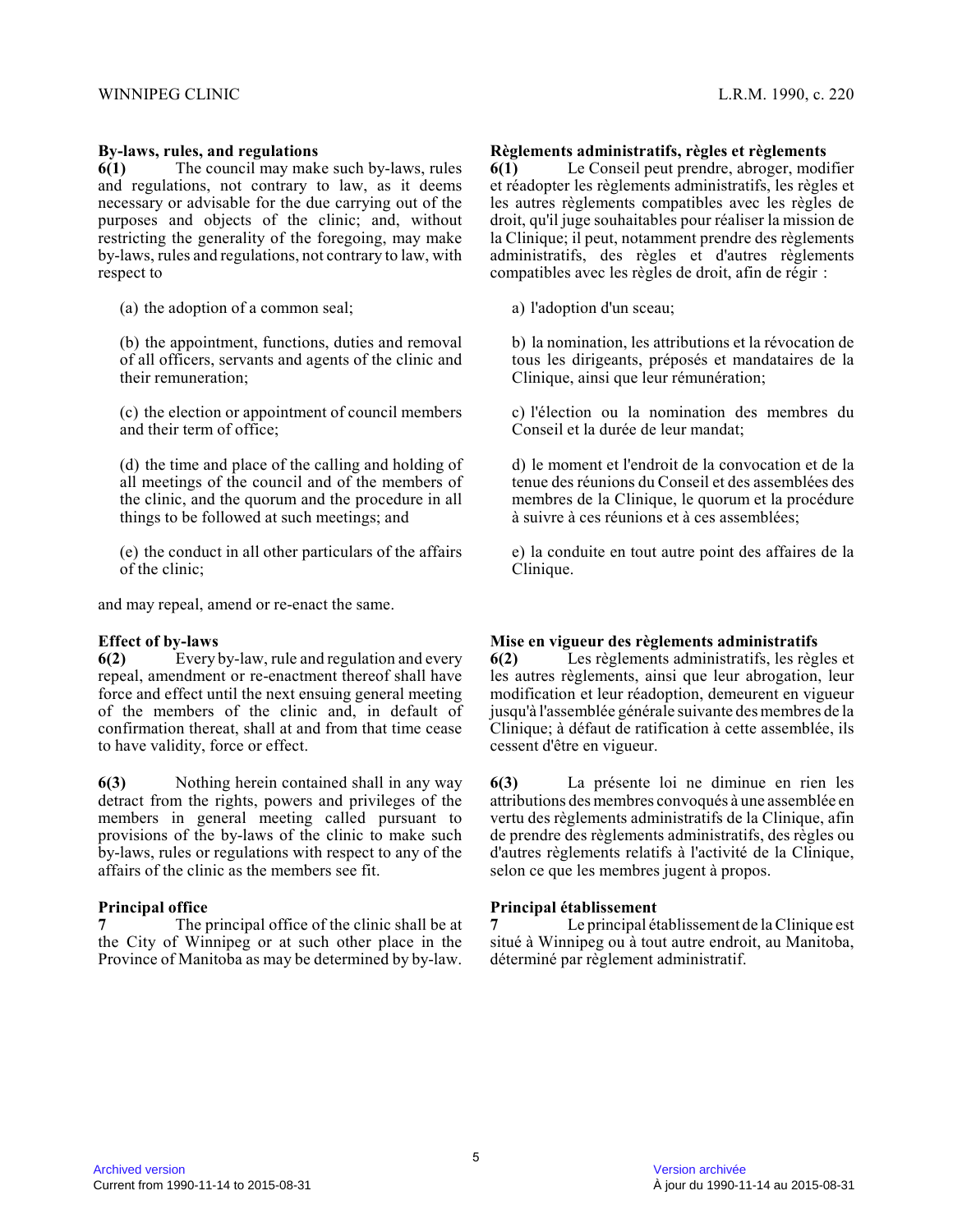### By-laws, rules, and regulations

**6(1)** The council may make such by-laws, rules and regulations, not contrary to law, as it deems necessary or advisable for the due carrying out of the purposes and objects of the clinic; and, without restricting the generality of the foregoing, may make by-laws, rules and regulations, not contrary to law, with respect to

(a) the adoption of a common seal;

(b) the appointment, functions, duties and removal of all officers, servants and agents of the clinic and their remuneration;

(c) the election or appointment of council members and their term of office;

(d) the time and place of the calling and holding of all meetings of the council and of the members of the clinic, and the quorum and the procedure in all things to be followed at such meetings; and

(e) the conduct in all other particulars of the affairs of the clinic;

and may repeal, amend or re-enact the same.

### Effect of by-laws

**6(2)** Every by-law, rule and regulation and every repeal, amendment or re-enactment thereof shall have force and effect until the next ensuing general meeting of the members of the clinic and, in default of confirmation thereat, shall at and from that time cease to have validity, force or effect.

**6(3)** Nothing herein contained shall in any way detract from the rights, powers and privileges of the members in general meeting called pursuant to provisions of the by-laws of the clinic to make such by-laws, rules or regulations with respect to any of the affairs of the clinic as the members see fit.

### Principal office

**7** The principal office of the clinic shall be at the City of Winnipeg or at such other place in the Province of Manitoba as may be determined by by-law.

### Règlements administratifs, règles et règlements

**6(1)** Le Conseil peut prendre, abroger, modifier et réadopter les règlements administratifs, les règles et les autres règlements compatibles avec les règles de droit, qu'il juge souhaitables pour réaliser la mission de la Clinique; il peut, notamment prendre des règlements administratifs, des règles et d'autres règlements compatibles avec les règles de droit, afin de régir :

a) l'adoption d'un sceau;

b) la nomination, les attributions et la révocation de tous les dirigeants, préposés et mandataires de la Clinique, ainsi que leur rémunération;

c) l'élection ou la nomination des membres du Conseil et la durée de leur mandat;

d) le moment et l'endroit de la convocation et de la tenue des réunions du Conseil et des assemblées des membres de la Clinique, le quorum et la procédure à suivre à ces réunions et à ces assemblées;

e) la conduite en tout autre point des affaires de la Clinique.

### Mise en vigueur des règlements administratifs

**6(2)** Les règlements administratifs, les règles et les autres règlements, ainsi que leur abrogation, leur modification et leur réadoption, demeurent en vigueur jusqu'à l'assemblée générale suivante des membres de la Clinique; à défaut de ratification à cette assemblée, ils cessent d'être en vigueur.

**6(3)** La présente loi ne diminue en rien les attributions des membres convoqués à une assemblée en vertu des règlements administratifs de la Clinique, afin de prendre des règlements administratifs, des règles ou d'autres règlements relatifs à l'activité de la Clinique, selon ce que les membres jugent à propos.

### Principal établissement

**7** Le principal établissement de la Clinique est situé à Winnipeg ou à tout autre endroit, au Manitoba, déterminé par règlement administratif.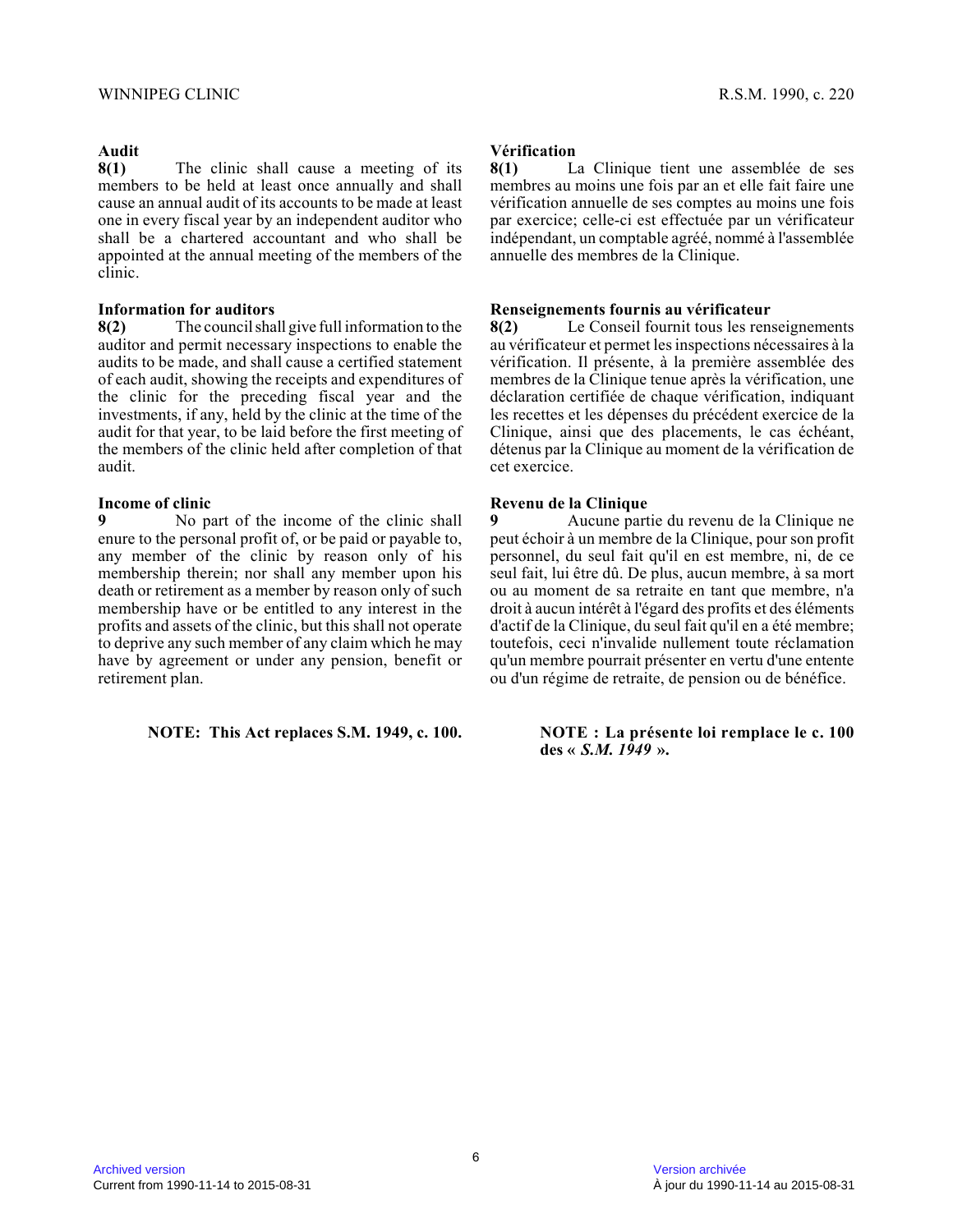**Audit**

**8(1)** The clinic shall cause a meeting of its members to be held at least once annually and shall cause an annual audit of its accounts to be made at least one in every fiscal year by an independent auditor who shall be a chartered accountant and who shall be appointed at the annual meeting of the members of the clinic.

**Information for auditors**

**8(2)** The council shall give full information to the auditor and permit necessary inspections to enable the audits to be made, and shall cause a certified statement of each audit, showing the receipts and expenditures of the clinic for the preceding fiscal year and the investments, if any, held by the clinic at the time of the audit for that year, to be laid before the first meeting of the members of the clinic held after completion of that audit.

**Income of clinic**

**9** No part of the income of the clinic shall enure to the personal profit of, or be paid or payable to, any member of the clinic by reason only of his membership therein; nor shall any member upon his death or retirement as a member by reason only of such membership have or be entitled to any interest in the profits and assets of the clinic, but this shall not operate to deprive any such member of any claim which he may have by agreement or under any pension, benefit or retirement plan.

**NOTE: This Act replaces S.M. 1949, c. 100.**

**Vérification**

**8(1)** La Clinique tient une assemblée de ses membres au moins une fois par an et elle fait faire une vérification annuelle de ses comptes au moins une fois par exercice; celle-ci est effectuée par un vérificateur indépendant, un comptable agréé, nommé à l'assemblée annuelle des membres de la Clinique.

**Renseignements fournis au vérificateur**

**8(2)** Le Conseil fournit tous les renseignements au vérificateur et permet les inspections nécessaires à la vérification. Il présente, à la première assemblée des membres de la Clinique tenue après la vérification, une déclaration certifiée de chaque vérification, indiquant les recettes et les dépenses du précédent exercice de la Clinique, ainsi que des placements, le cas échéant, détenus par la Clinique au moment de la vérification de cet exercice.

**Revenu de la Clinique**

**9** Aucune partie du revenu de la Clinique ne peut échoir à un membre de la Clinique, pour son profit personnel, du seul fait qu'il en est membre, ni, de ce seul fait, lui être dû. De plus, aucun membre, à sa mort ou au moment de sa retraite en tant que membre, n'a droit à aucun intérêt à l'égard des profits et des éléments d'actif de la Clinique, du seul fait qu'il en a été membre; toutefois, ceci n'invalide nullement toute réclamation qu'un membre pourrait présenter en vertu d'une entente ou d'un régime de retraite, de pension ou de bénéfice.

**NOTE : La présente loi remplace le c. 100 des « *S.M. 1949* ».**